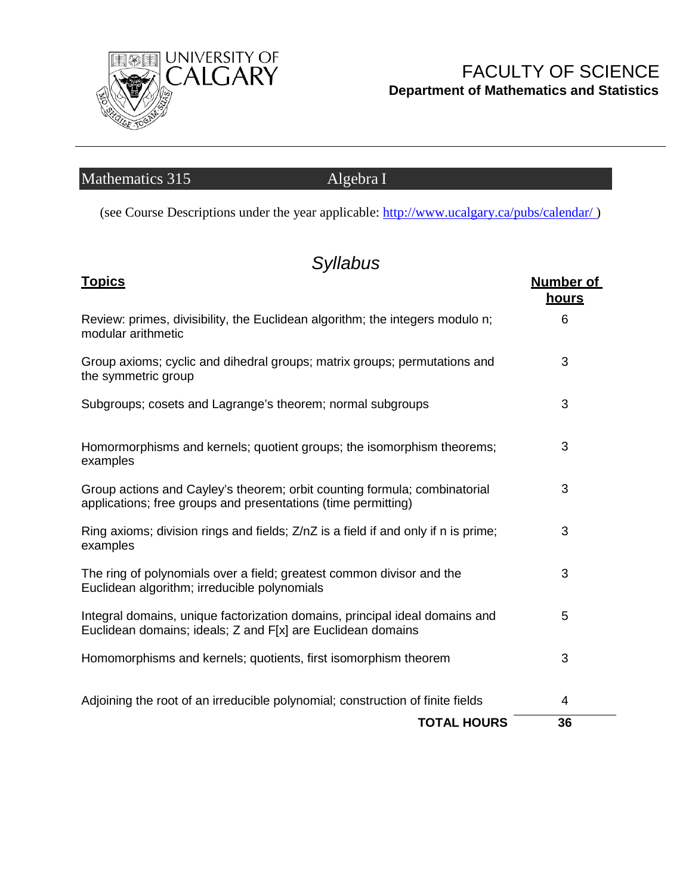UNIVERSITY OF CALGARY

# FACULTY OF SCIENCE
**Department of Mathematics and Statistics**

## Mathematics 315 Algebra I

(see Course Descriptions under the year applicable: http://www.ucalgary.ca/pubs/calendar/ )

## *Syllabus*

| **Topics** | **Number of hours** |
|---|---|
| Review: primes, divisibility, the Euclidean algorithm; the integers modulo n; modular arithmetic | 6 |
| Group axioms; cyclic and dihedral groups; matrix groups; permutations and the symmetric group | 3 |
| Subgroups; cosets and Lagrange's theorem; normal subgroups | 3 |
| Homormorphisms and kernels; quotient groups; the isomorphism theorems; examples | 3 |
| Group actions and Cayley's theorem; orbit counting formula; combinatorial applications; free groups and presentations (time permitting) | 3 |
| Ring axioms; division rings and fields; Z/nZ is a field if and only if n is prime; examples | 3 |
| The ring of polynomials over a field; greatest common divisor and the Euclidean algorithm; irreducible polynomials | 3 |
| Integral domains, unique factorization domains, principal ideal domains and Euclidean domains; ideals; Z and F[x] are Euclidean domains | 5 |
| Homomorphisms and kernels; quotients, first isomorphism theorem | 3 |
| Adjoining the root of an irreducible polynomial; construction of finite fields | 4 |
| **TOTAL HOURS** | **36** |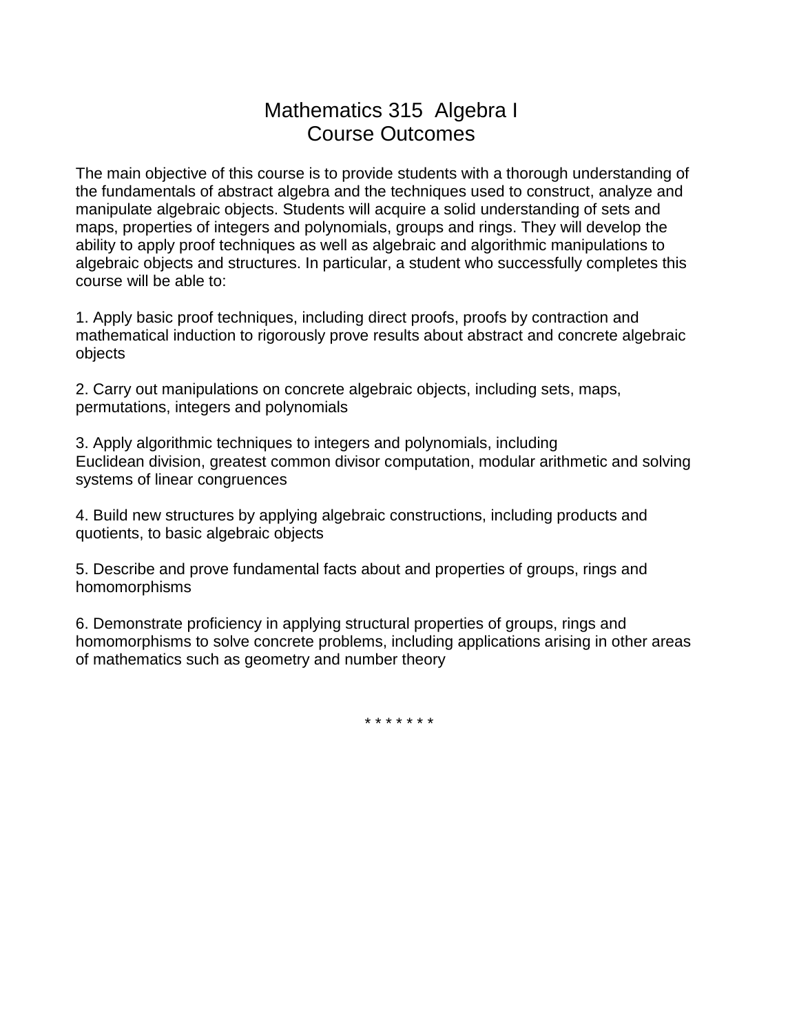# Mathematics 315 Algebra I
## Course Outcomes

The main objective of this course is to provide students with a thorough understanding of the fundamentals of abstract algebra and the techniques used to construct, analyze and manipulate algebraic objects. Students will acquire a solid understanding of sets and maps, properties of integers and polynomials, groups and rings. They will develop the ability to apply proof techniques as well as algebraic and algorithmic manipulations to algebraic objects and structures. In particular, a student who successfully completes this course will be able to:

1. Apply basic proof techniques, including direct proofs, proofs by contraction and mathematical induction to rigorously prove results about abstract and concrete algebraic objects

2. Carry out manipulations on concrete algebraic objects, including sets, maps, permutations, integers and polynomials

3. Apply algorithmic techniques to integers and polynomials, including Euclidean division, greatest common divisor computation, modular arithmetic and solving systems of linear congruences

4. Build new structures by applying algebraic constructions, including products and quotients, to basic algebraic objects

5. Describe and prove fundamental facts about and properties of groups, rings and homomorphisms

6. Demonstrate proficiency in applying structural properties of groups, rings and homomorphisms to solve concrete problems, including applications arising in other areas of mathematics such as geometry and number theory

\* \* \* \* \* \* \*